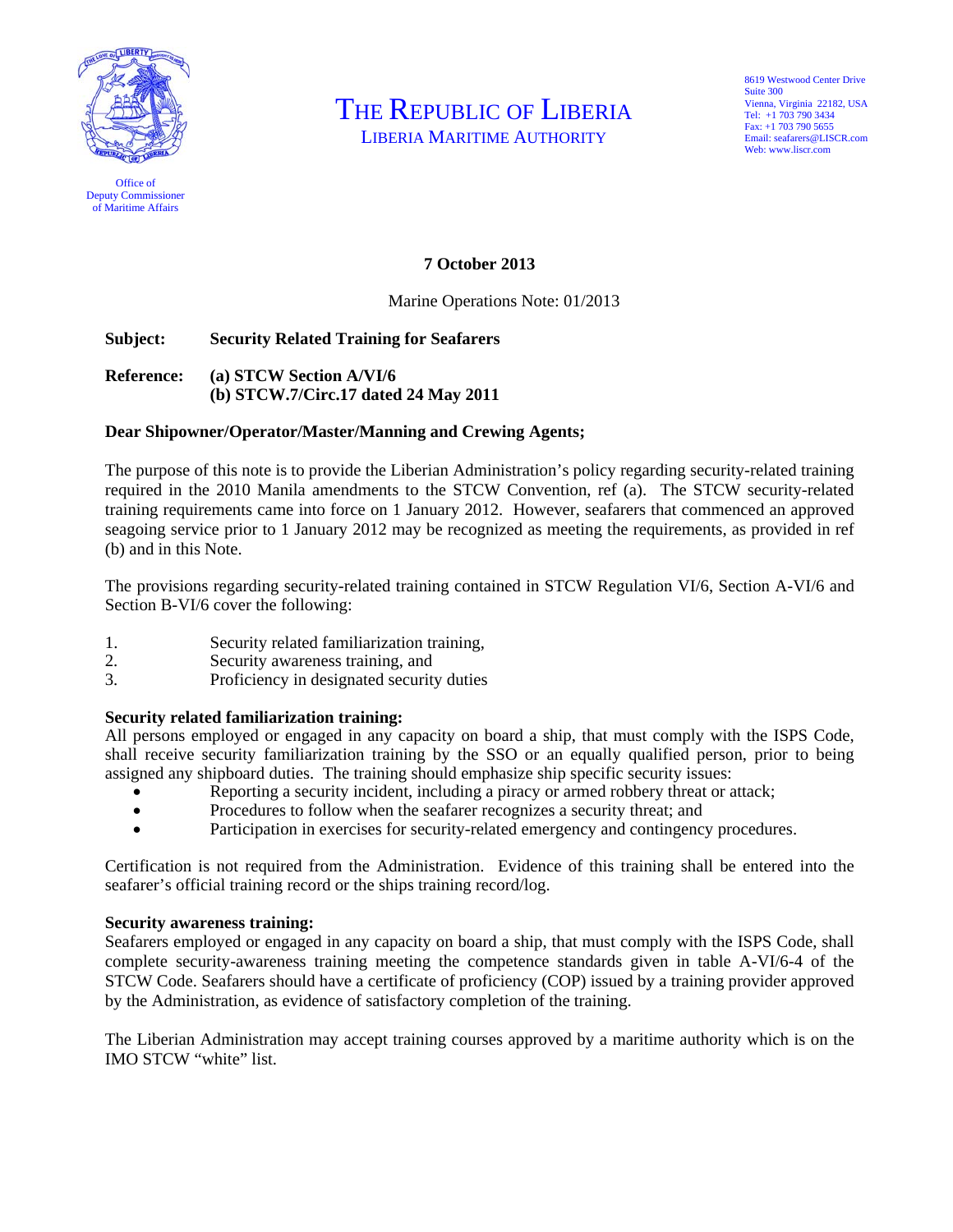Office of Deputy Commissioner of Maritime Affairs

# THE REPUBLIC OF LIBERIA
## LIBERIA MARITIME AUTHORITY

8619 Westwood Center Drive
Suite 300
Vienna, Virginia 22182, USA
Tel: +1 703 790 3434
Fax: +1 703 790 5655
Email: seafarers@LISCR.com
Web: www.liscr.com

**7 October 2013**

Marine Operations Note: 01/2013

**Subject: Security Related Training for Seafarers**

**Reference: (a) STCW Section A/VI/6**
**(b) STCW.7/Circ.17 dated 24 May 2011**

**Dear Shipowner/Operator/Master/Manning and Crewing Agents;**

The purpose of this note is to provide the Liberian Administration's policy regarding security-related training required in the 2010 Manila amendments to the STCW Convention, ref (a). The STCW security-related training requirements came into force on 1 January 2012. However, seafarers that commenced an approved seagoing service prior to 1 January 2012 may be recognized as meeting the requirements, as provided in ref (b) and in this Note.

The provisions regarding security-related training contained in STCW Regulation VI/6, Section A-VI/6 and Section B-VI/6 cover the following:

1. Security related familiarization training,
2. Security awareness training, and
3. Proficiency in designated security duties

**Security related familiarization training:**
All persons employed or engaged in any capacity on board a ship, that must comply with the ISPS Code, shall receive security familiarization training by the SSO or an equally qualified person, prior to being assigned any shipboard duties. The training should emphasize ship specific security issues:

- Reporting a security incident, including a piracy or armed robbery threat or attack;
- Procedures to follow when the seafarer recognizes a security threat; and
- Participation in exercises for security-related emergency and contingency procedures.

Certification is not required from the Administration. Evidence of this training shall be entered into the seafarer's official training record or the ships training record/log.

**Security awareness training:**
Seafarers employed or engaged in any capacity on board a ship, that must comply with the ISPS Code, shall complete security-awareness training meeting the competence standards given in table A-VI/6-4 of the STCW Code. Seafarers should have a certificate of proficiency (COP) issued by a training provider approved by the Administration, as evidence of satisfactory completion of the training.

The Liberian Administration may accept training courses approved by a maritime authority which is on the IMO STCW "white" list.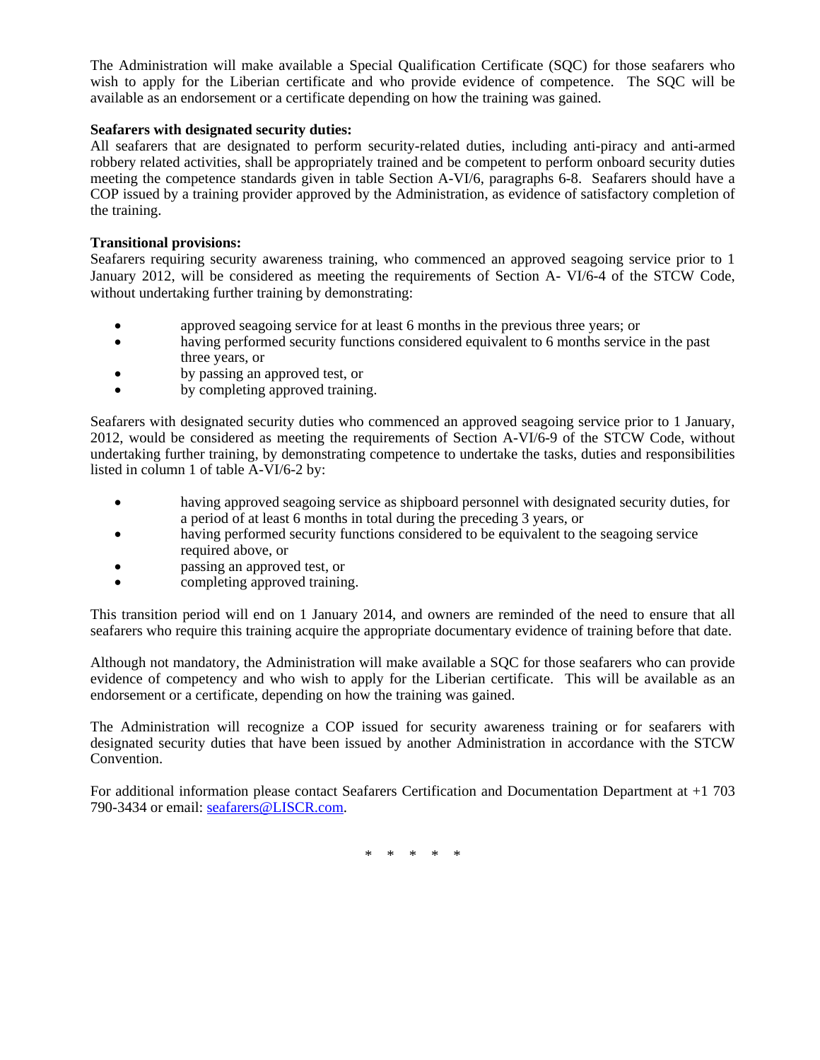The Administration will make available a Special Qualification Certificate (SQC) for those seafarers who wish to apply for the Liberian certificate and who provide evidence of competence. The SQC will be available as an endorsement or a certificate depending on how the training was gained.

**Seafarers with designated security duties:**
All seafarers that are designated to perform security-related duties, including anti-piracy and anti-armed robbery related activities, shall be appropriately trained and be competent to perform onboard security duties meeting the competence standards given in table Section A-VI/6, paragraphs 6-8. Seafarers should have a COP issued by a training provider approved by the Administration, as evidence of satisfactory completion of the training.

**Transitional provisions:**
Seafarers requiring security awareness training, who commenced an approved seagoing service prior to 1 January 2012, will be considered as meeting the requirements of Section A- VI/6-4 of the STCW Code, without undertaking further training by demonstrating:

- approved seagoing service for at least 6 months in the previous three years; or
- having performed security functions considered equivalent to 6 months service in the past three years, or
- by passing an approved test, or
- by completing approved training.

Seafarers with designated security duties who commenced an approved seagoing service prior to 1 January, 2012, would be considered as meeting the requirements of Section A-VI/6-9 of the STCW Code, without undertaking further training, by demonstrating competence to undertake the tasks, duties and responsibilities listed in column 1 of table A-VI/6-2 by:

- having approved seagoing service as shipboard personnel with designated security duties, for a period of at least 6 months in total during the preceding 3 years, or
- having performed security functions considered to be equivalent to the seagoing service required above, or
- passing an approved test, or
- completing approved training.

This transition period will end on 1 January 2014, and owners are reminded of the need to ensure that all seafarers who require this training acquire the appropriate documentary evidence of training before that date.

Although not mandatory, the Administration will make available a SQC for those seafarers who can provide evidence of competency and who wish to apply for the Liberian certificate. This will be available as an endorsement or a certificate, depending on how the training was gained.

The Administration will recognize a COP issued for security awareness training or for seafarers with designated security duties that have been issued by another Administration in accordance with the STCW Convention.

For additional information please contact Seafarers Certification and Documentation Department at +1 703 790-3434 or email: seafarers@LISCR.com.

\* \* \* \* \*